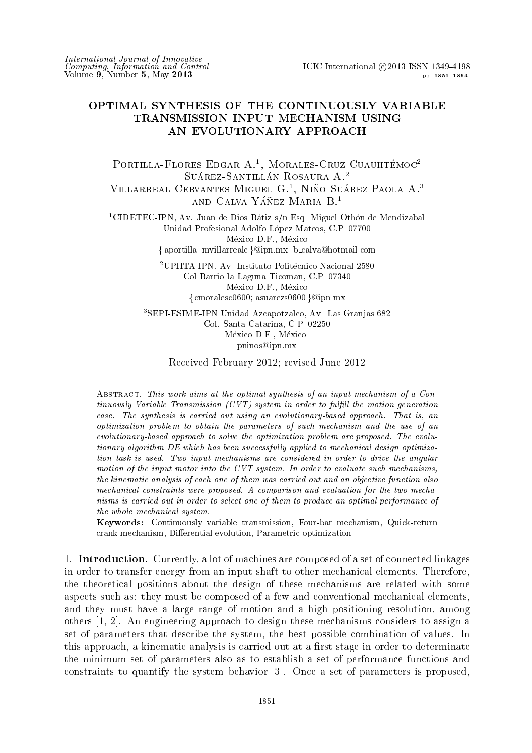# OPTIMAL SYNTHESIS OF THE CONTINUOUSLY VARIABLE TRANSMISSION INPUT MECHANISM USING AN EVOLUTIONARY APPROACH

Portilla-Flores Edgar A.[1], Morales-Cruz Cuauhtémoc[2]
Suárez-Santillán Rosaura A.[2]
Villarreal-Cervantes Miguel G.[1], Niño-Suárez Paola A.[3]
and Calva Yáñez Maria B.[1]

[1]CIDETEC-IPN, Av. Juan de Dios Bátiz s/n Esq. Miguel Othón de Mendizabal
Unidad Profesional Adolfo López Mateos, C.P. 07700
México D.F., México
{ aportilla; mvillarrealc }@ipn.mx; b_calva@hotmail.com

[2]UPIITA-IPN, Av. Instituto Politécnico Nacional 2580
Col Barrio la Laguna Ticoman, C.P. 07340
México D.F., México
{ cmoralesc0600; asuarezs0600 }@ipn.mx

[3]SEPI-ESIME-IPN Unidad Azcapotzalco, Av. Las Granjas 682
Col. Santa Catarina, C.P. 02250
México D.F., México
pninos@ipn.mx

Received February 2012; revised June 2012

Abstract. *This work aims at the optimal synthesis of an input mechanism of a Continuously Variable Transmission (CVT) system in order to fulfill the motion generation case. The synthesis is carried out using an evolutionary-based approach. That is, an optimization problem to obtain the parameters of such mechanism and the use of an evolutionary-based approach to solve the optimization problem are proposed. The evolutionary algorithm DE which has been successfully applied to mechanical design optimization task is used. Two input mechanisms are considered in order to drive the angular motion of the input motor into the CVT system. In order to evaluate such mechanisms, the kinematic analysis of each one of them was carried out and an objective function also mechanical constraints were proposed. A comparison and evaluation for the two mechanisms is carried out in order to select one of them to produce an optimal performance of the whole mechanical system.*

**Keywords:** Continuously variable transmission, Four-bar mechanism, Quick-return crank mechanism, Differential evolution, Parametric optimization

## 1. Introduction.

Currently, a lot of machines are composed of a set of connected linkages in order to transfer energy from an input shaft to other mechanical elements. Therefore, the theoretical positions about the design of these mechanisms are related with some aspects such as: they must be composed of a few and conventional mechanical elements, and they must have a large range of motion and a high positioning resolution, among others [1, 2]. An engineering approach to design these mechanisms considers to assign a set of parameters that describe the system, the best possible combination of values. In this approach, a kinematic analysis is carried out at a first stage in order to determinate the minimum set of parameters also as to establish a set of performance functions and constraints to quantify the system behavior [3]. Once a set of parameters is proposed,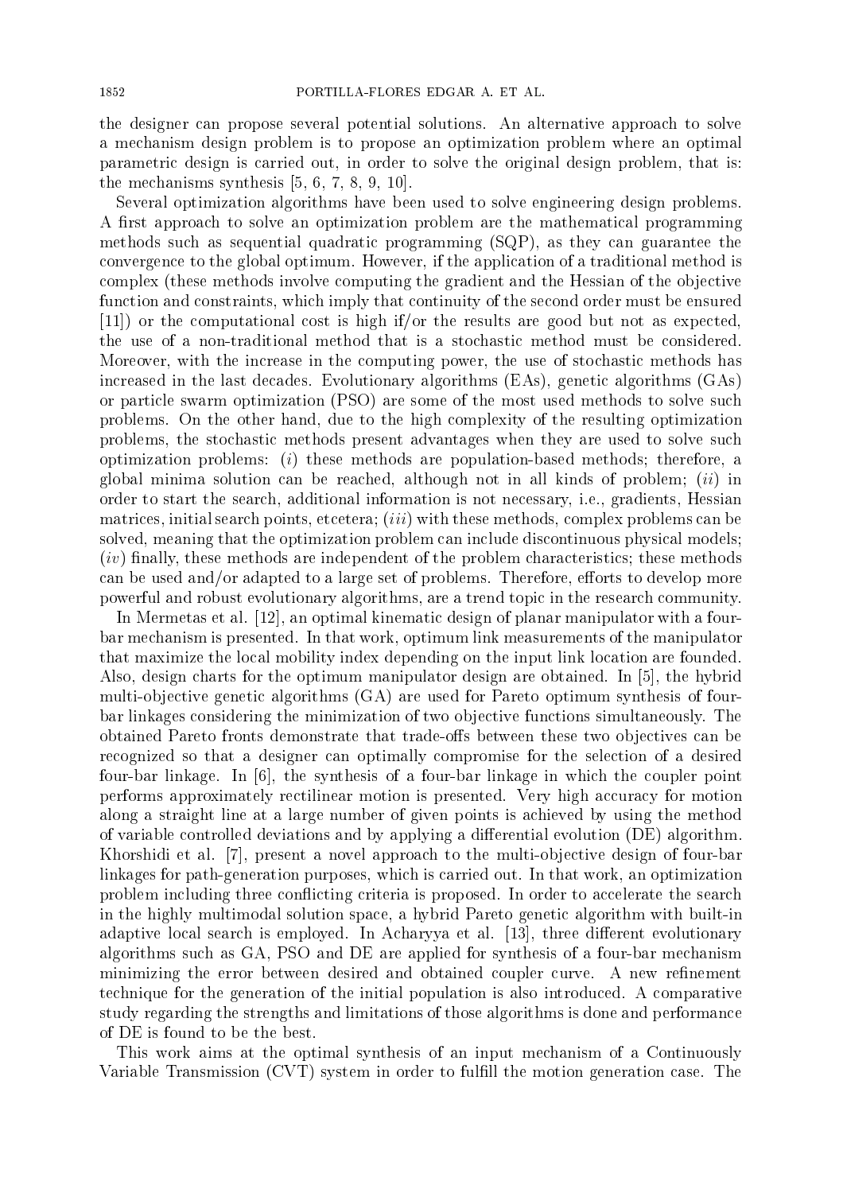the designer can propose several potential solutions. An alternative approach to solve a mechanism design problem is to propose an optimization problem where an optimal parametric design is carried out, in order to solve the original design problem, that is: the mechanisms synthesis [5, 6, 7, 8, 9, 10].

Several optimization algorithms have been used to solve engineering design problems. A first approach to solve an optimization problem are the mathematical programming methods such as sequential quadratic programming (SQP), as they can guarantee the convergence to the global optimum. However, if the application of a traditional method is complex (these methods involve computing the gradient and the Hessian of the objective function and constraints, which imply that continuity of the second order must be ensured [11]) or the computational cost is high if/or the results are good but not as expected, the use of a non-traditional method that is a stochastic method must be considered. Moreover, with the increase in the computing power, the use of stochastic methods has increased in the last decades. Evolutionary algorithms (EAs), genetic algorithms (GAs) or particle swarm optimization (PSO) are some of the most used methods to solve such problems. On the other hand, due to the high complexity of the resulting optimization problems, the stochastic methods present advantages when they are used to solve such optimization problems: (*i*) these methods are population-based methods; therefore, a global minima solution can be reached, although not in all kinds of problem; (*ii*) in order to start the search, additional information is not necessary, i.e., gradients, Hessian matrices, initial search points, etcetera; (*iii*) with these methods, complex problems can be solved, meaning that the optimization problem can include discontinuous physical models; (*iv*) finally, these methods are independent of the problem characteristics; these methods can be used and/or adapted to a large set of problems. Therefore, efforts to develop more powerful and robust evolutionary algorithms, are a trend topic in the research community.

In Mermetas et al. [12], an optimal kinematic design of planar manipulator with a four-bar mechanism is presented. In that work, optimum link measurements of the manipulator that maximize the local mobility index depending on the input link location are founded. Also, design charts for the optimum manipulator design are obtained. In [5], the hybrid multi-objective genetic algorithms (GA) are used for Pareto optimum synthesis of four-bar linkages considering the minimization of two objective functions simultaneously. The obtained Pareto fronts demonstrate that trade-offs between these two objectives can be recognized so that a designer can optimally compromise for the selection of a desired four-bar linkage. In [6], the synthesis of a four-bar linkage in which the coupler point performs approximately rectilinear motion is presented. Very high accuracy for motion along a straight line at a large number of given points is achieved by using the method of variable controlled deviations and by applying a differential evolution (DE) algorithm. Khorshidi et al. [7], present a novel approach to the multi-objective design of four-bar linkages for path-generation purposes, which is carried out. In that work, an optimization problem including three conflicting criteria is proposed. In order to accelerate the search in the highly multimodal solution space, a hybrid Pareto genetic algorithm with built-in adaptive local search is employed. In Acharyya et al. [13], three different evolutionary algorithms such as GA, PSO and DE are applied for synthesis of a four-bar mechanism minimizing the error between desired and obtained coupler curve. A new refinement technique for the generation of the initial population is also introduced. A comparative study regarding the strengths and limitations of those algorithms is done and performance of DE is found to be the best.

This work aims at the optimal synthesis of an input mechanism of a Continuously Variable Transmission (CVT) system in order to fulfill the motion generation case. The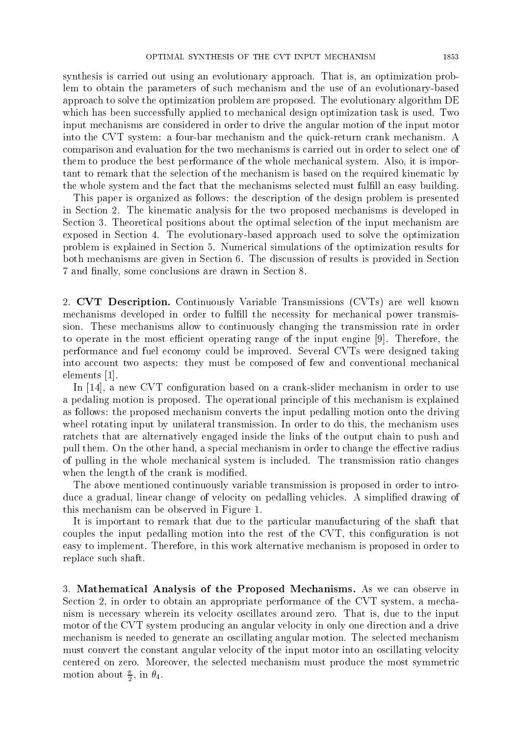synthesis is carried out using an evolutionary approach. That is, an optimization problem to obtain the parameters of such mechanism and the use of an evolutionary-based approach to solve the optimization problem are proposed. The evolutionary algorithm DE which has been successfully applied to mechanical design optimization task is used. Two input mechanisms are considered in order to drive the angular motion of the input motor into the CVT system: a four-bar mechanism and the quick-return crank mechanism. A comparison and evaluation for the two mechanisms is carried out in order to select one of them to produce the best performance of the whole mechanical system. Also, it is important to remark that the selection of the mechanism is based on the required kinematic by the whole system and the fact that the mechanisms selected must fulfill an easy building.

This paper is organized as follows: the description of the design problem is presented in Section 2. The kinematic analysis for the two proposed mechanisms is developed in Section 3. Theoretical positions about the optimal selection of the input mechanism are exposed in Section 4. The evolutionary-based approach used to solve the optimization problem is explained in Section 5. Numerical simulations of the optimization results for both mechanisms are given in Section 6. The discussion of results is provided in Section 7 and finally, some conclusions are drawn in Section 8.

## 2. CVT Description.

Continuously Variable Transmissions (CVTs) are well known mechanisms developed in order to fulfill the necessity for mechanical power transmission. These mechanisms allow to continuously changing the transmission rate in order to operate in the most efficient operating range of the input engine [9]. Therefore, the performance and fuel economy could be improved. Several CVTs were designed taking into account two aspects: they must be composed of few and conventional mechanical elements [1].

In [14], a new CVT configuration based on a crank-slider mechanism in order to use a pedaling motion is proposed. The operational principle of this mechanism is explained as follows: the proposed mechanism converts the input pedalling motion onto the driving wheel rotating input by unilateral transmission. In order to do this, the mechanism uses ratchets that are alternatively engaged inside the links of the output chain to push and pull them. On the other hand, a special mechanism in order to change the effective radius of pulling in the whole mechanical system is included. The transmission ratio changes when the length of the crank is modified.

The above mentioned continuously variable transmission is proposed in order to introduce a gradual, linear change of velocity on pedalling vehicles. A simplified drawing of this mechanism can be observed in Figure 1.

It is important to remark that due to the particular manufacturing of the shaft that couples the input pedalling motion into the rest of the CVT, this configuration is not easy to implement. Therefore, in this work alternative mechanism is proposed in order to replace such shaft.

## 3. Mathematical Analysis of the Proposed Mechanisms.

As we can observe in Section 2, in order to obtain an appropriate performance of the CVT system, a mechanism is necessary wherein its velocity oscillates around zero. That is, due to the input motor of the CVT system producing an angular velocity in only one direction and a drive mechanism is needed to generate an oscillating angular motion. The selected mechanism must convert the constant angular velocity of the input motor into an oscillating velocity centered on zero. Moreover, the selected mechanism must produce the most symmetric motion about $\frac{\pi}{2}$, in $\theta_4$.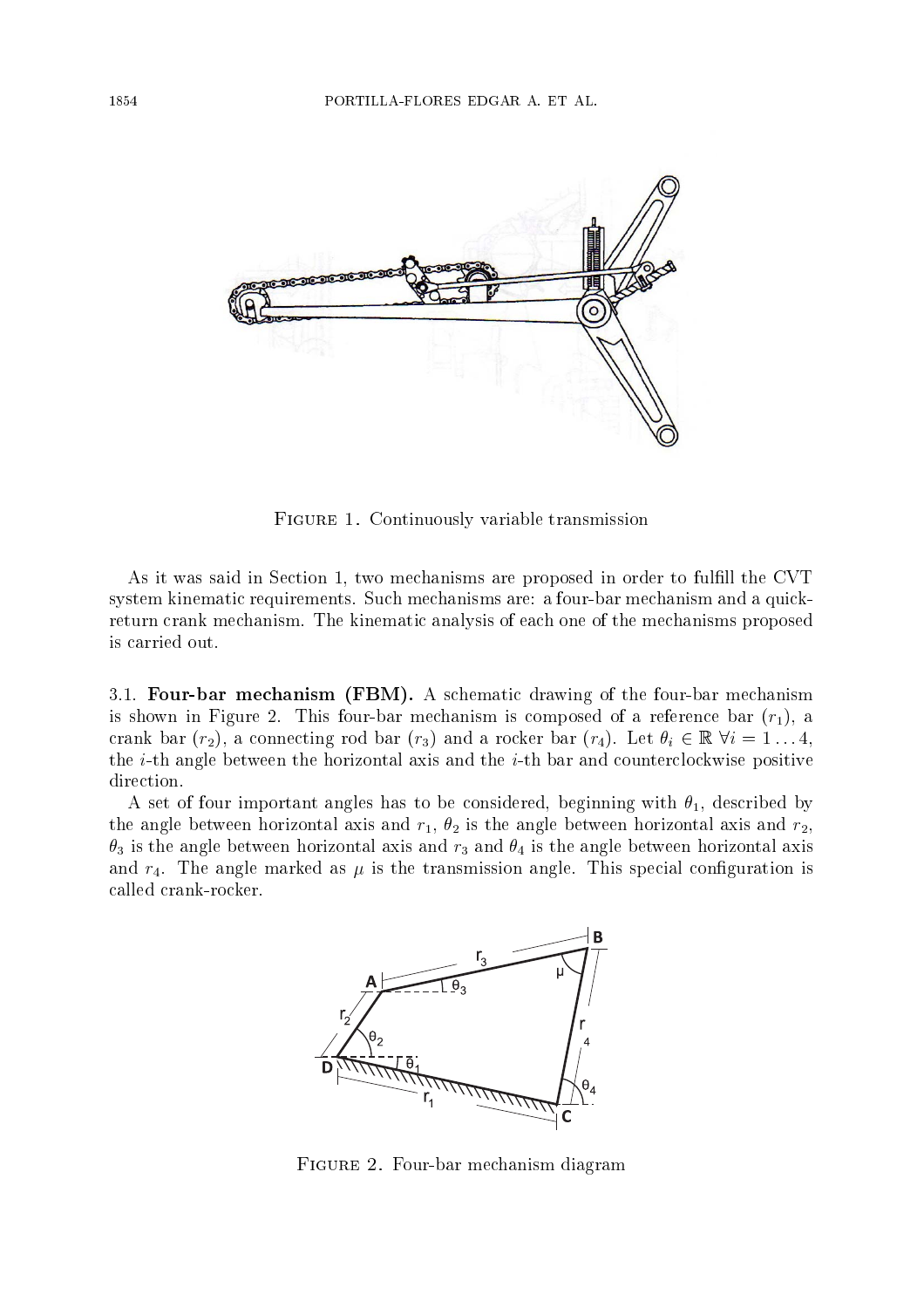Figure 1. Continuously variable transmission

As it was said in Section 1, two mechanisms are proposed in order to fulfill the CVT system kinematic requirements. Such mechanisms are: a four-bar mechanism and a quick-return crank mechanism. The kinematic analysis of each one of the mechanisms proposed is carried out.

3.1. **Four-bar mechanism (FBM).** A schematic drawing of the four-bar mechanism is shown in Figure 2. This four-bar mechanism is composed of a reference bar ($r_1$), a crank bar ($r_2$), a connecting rod bar ($r_3$) and a rocker bar ($r_4$). Let $\theta_i \in \mathbb{R}\ \forall i = 1 \ldots 4$, the $i$-th angle between the horizontal axis and the $i$-th bar and counterclockwise positive direction.

A set of four important angles has to be considered, beginning with $\theta_1$, described by the angle between horizontal axis and $r_1$, $\theta_2$ is the angle between horizontal axis and $r_2$, $\theta_3$ is the angle between horizontal axis and $r_3$ and $\theta_4$ is the angle between horizontal axis and $r_4$. The angle marked as $\mu$ is the transmission angle. This special configuration is called crank-rocker.

Figure 2. Four-bar mechanism diagram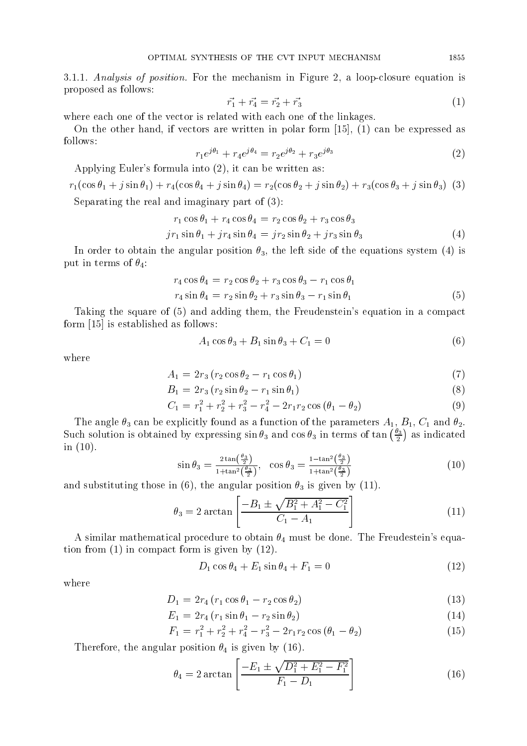3.1.1. *Analysis of position.* For the mechanism in Figure 2, a loop-closure equation is proposed as follows:

$$\vec{r_1} + \vec{r_4} = \vec{r_2} + \vec{r_3} \tag{1}$$

where each one of the vector is related with each one of the linkages.

On the other hand, if vectors are written in polar form [15], (1) can be expressed as follows:

$$r_1 e^{j\theta_1} + r_4 e^{j\theta_4} = r_2 e^{j\theta_2} + r_3 e^{j\theta_3} \tag{2}$$

Applying Euler's formula into (2), it can be written as:

$$r_1(\cos\theta_1 + j\sin\theta_1) + r_4(\cos\theta_4 + j\sin\theta_4) = r_2(\cos\theta_2 + j\sin\theta_2) + r_3(\cos\theta_3 + j\sin\theta_3) \tag{3}$$

Separating the real and imaginary part of (3):

$$\begin{aligned} r_1\cos\theta_1 + r_4\cos\theta_4 &= r_2\cos\theta_2 + r_3\cos\theta_3 \\ jr_1\sin\theta_1 + jr_4\sin\theta_4 &= jr_2\sin\theta_2 + jr_3\sin\theta_3 \end{aligned} \tag{4}$$

In order to obtain the angular position $\theta_3$, the left side of the equations system (4) is put in terms of $\theta_4$:

$$\begin{aligned} r_4\cos\theta_4 &= r_2\cos\theta_2 + r_3\cos\theta_3 - r_1\cos\theta_1 \\ r_4\sin\theta_4 &= r_2\sin\theta_2 + r_3\sin\theta_3 - r_1\sin\theta_1 \end{aligned} \tag{5}$$

Taking the square of (5) and adding them, the Freudenstein's equation in a compact form [15] is established as follows:

$$A_1\cos\theta_3 + B_1\sin\theta_3 + C_1 = 0 \tag{6}$$

where

$$A_1 = 2r_3\left(r_2\cos\theta_2 - r_1\cos\theta_1\right) \tag{7}$$

$$B_1 = 2r_3\left(r_2\sin\theta_2 - r_1\sin\theta_1\right) \tag{8}$$

$$C_1 = r_1^2 + r_2^2 + r_3^2 - r_4^2 - 2r_1r_2\cos\left(\theta_1 - \theta_2\right) \tag{9}$$

The angle $\theta_3$ can be explicitly found as a function of the parameters $A_1$, $B_1$, $C_1$ and $\theta_2$. Such solution is obtained by expressing $\sin\theta_3$ and $\cos\theta_3$ in terms of $\tan\left(\frac{\theta_3}{2}\right)$ as indicated in (10).

$$\sin\theta_3 = \frac{2\tan\left(\frac{\theta_3}{2}\right)}{1+\tan^2\left(\frac{\theta_3}{2}\right)}, \quad \cos\theta_3 = \frac{1-\tan^2\left(\frac{\theta_3}{2}\right)}{1+\tan^2\left(\frac{\theta_3}{2}\right)} \tag{10}$$

and substituting those in (6), the angular position $\theta_3$ is given by (11).

$$\theta_3 = 2\arctan\left[\frac{-B_1 \pm \sqrt{B_1^2 + A_1^2 - C_1^2}}{C_1 - A_1}\right] \tag{11}$$

A similar mathematical procedure to obtain $\theta_4$ must be done. The Freudestein's equation from (1) in compact form is given by (12).

$$D_1\cos\theta_4 + E_1\sin\theta_4 + F_1 = 0 \tag{12}$$

where

$$D_1 = 2r_4\left(r_1\cos\theta_1 - r_2\cos\theta_2\right) \tag{13}$$

$$E_1 = 2r_4\left(r_1\sin\theta_1 - r_2\sin\theta_2\right) \tag{14}$$

$$F_1 = r_1^2 + r_2^2 + r_4^2 - r_3^2 - 2r_1r_2\cos\left(\theta_1 - \theta_2\right) \tag{15}$$

Therefore, the angular position $\theta_4$ is given by (16).

$$\theta_4 = 2\arctan\left[\frac{-E_1 \pm \sqrt{D_1^2 + E_1^2 - F_1^2}}{F_1 - D_1}\right] \tag{16}$$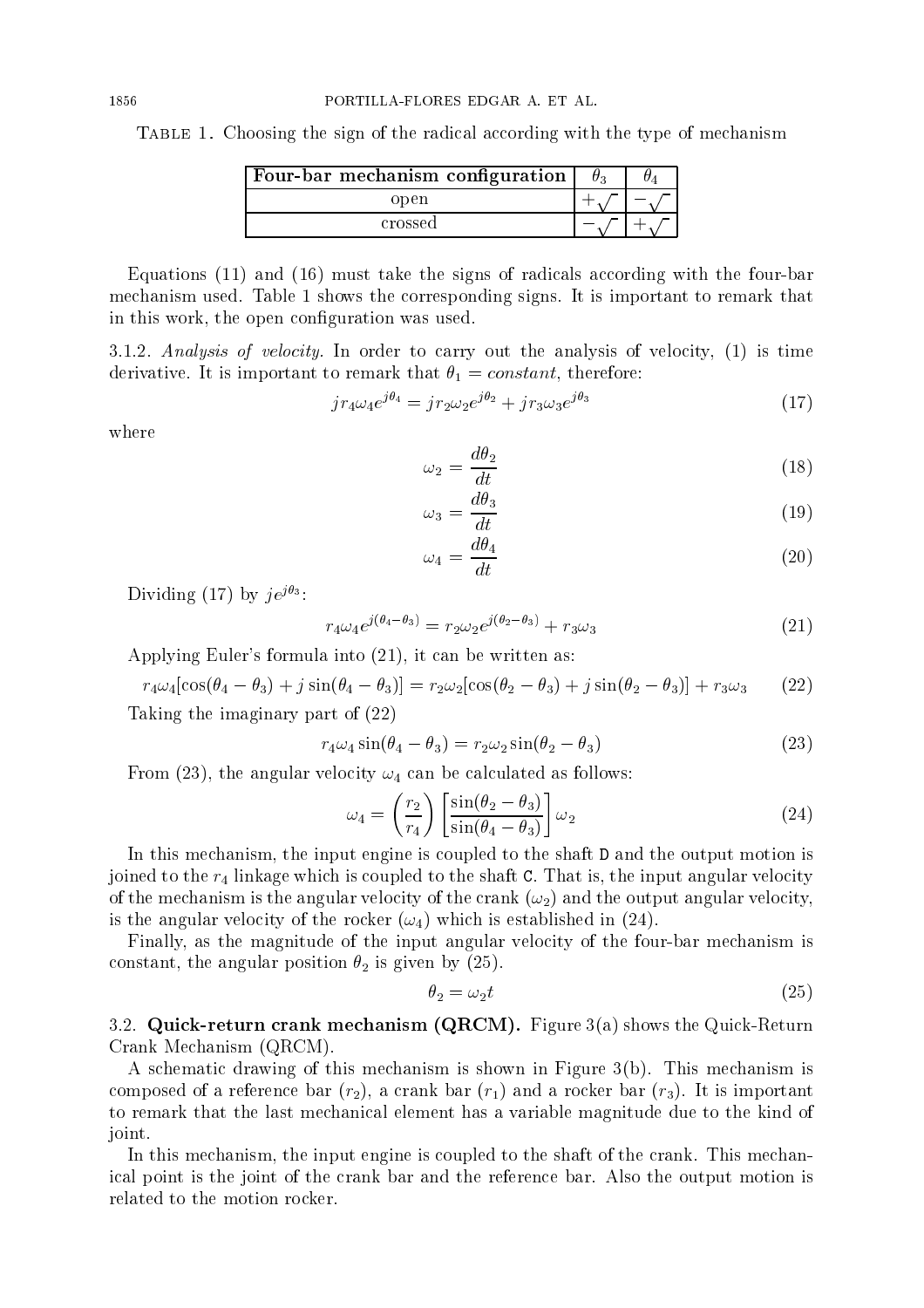Table 1. Choosing the sign of the radical according with the type of mechanism

| **Four-bar mechanism configuration** | $\theta_3$ | $\theta_4$ |
|---|---|---|
| open | $+\sqrt{\ }$ | $-\sqrt{\ }$ |
| crossed | $-\sqrt{\ }$ | $+\sqrt{\ }$ |

Equations (11) and (16) must take the signs of radicals according with the four-bar mechanism used. Table 1 shows the corresponding signs. It is important to remark that in this work, the open configuration was used.

3.1.2. *Analysis of velocity.* In order to carry out the analysis of velocity, (1) is time derivative. It is important to remark that $\theta_1 = constant$, therefore:

$$jr_4\omega_4 e^{j\theta_4} = jr_2\omega_2 e^{j\theta_2} + jr_3\omega_3 e^{j\theta_3} \tag{17}$$

where

$$\omega_2 = \frac{d\theta_2}{dt} \tag{18}$$

$$\omega_3 = \frac{d\theta_3}{dt} \tag{19}$$

$$\omega_4 = \frac{d\theta_4}{dt} \tag{20}$$

Dividing (17) by $je^{j\theta_3}$:

$$r_4\omega_4 e^{j(\theta_4-\theta_3)} = r_2\omega_2 e^{j(\theta_2-\theta_3)} + r_3\omega_3 \tag{21}$$

Applying Euler's formula into (21), it can be written as:

$$r_4\omega_4[\cos(\theta_4-\theta_3) + j\sin(\theta_4-\theta_3)] = r_2\omega_2[\cos(\theta_2-\theta_3) + j\sin(\theta_2-\theta_3)] + r_3\omega_3 \tag{22}$$

Taking the imaginary part of (22)

$$r_4\omega_4\sin(\theta_4-\theta_3) = r_2\omega_2\sin(\theta_2-\theta_3) \tag{23}$$

From (23), the angular velocity $\omega_4$ can be calculated as follows:

$$\omega_4 = \left(\frac{r_2}{r_4}\right)\left[\frac{\sin(\theta_2-\theta_3)}{\sin(\theta_4-\theta_3)}\right]\omega_2 \tag{24}$$

In this mechanism, the input engine is coupled to the shaft D and the output motion is joined to the $r_4$ linkage which is coupled to the shaft C. That is, the input angular velocity of the mechanism is the angular velocity of the crank ($\omega_2$) and the output angular velocity, is the angular velocity of the rocker ($\omega_4$) which is established in (24).

Finally, as the magnitude of the input angular velocity of the four-bar mechanism is constant, the angular position $\theta_2$ is given by (25).

$$\theta_2 = \omega_2 t \tag{25}$$

### 3.2. Quick-return crank mechanism (QRCM).

Figure 3(a) shows the Quick-Return Crank Mechanism (QRCM).

A schematic drawing of this mechanism is shown in Figure 3(b). This mechanism is composed of a reference bar ($r_2$), a crank bar ($r_1$) and a rocker bar ($r_3$). It is important to remark that the last mechanical element has a variable magnitude due to the kind of joint.

In this mechanism, the input engine is coupled to the shaft of the crank. This mechanical point is the joint of the crank bar and the reference bar. Also the output motion is related to the motion rocker.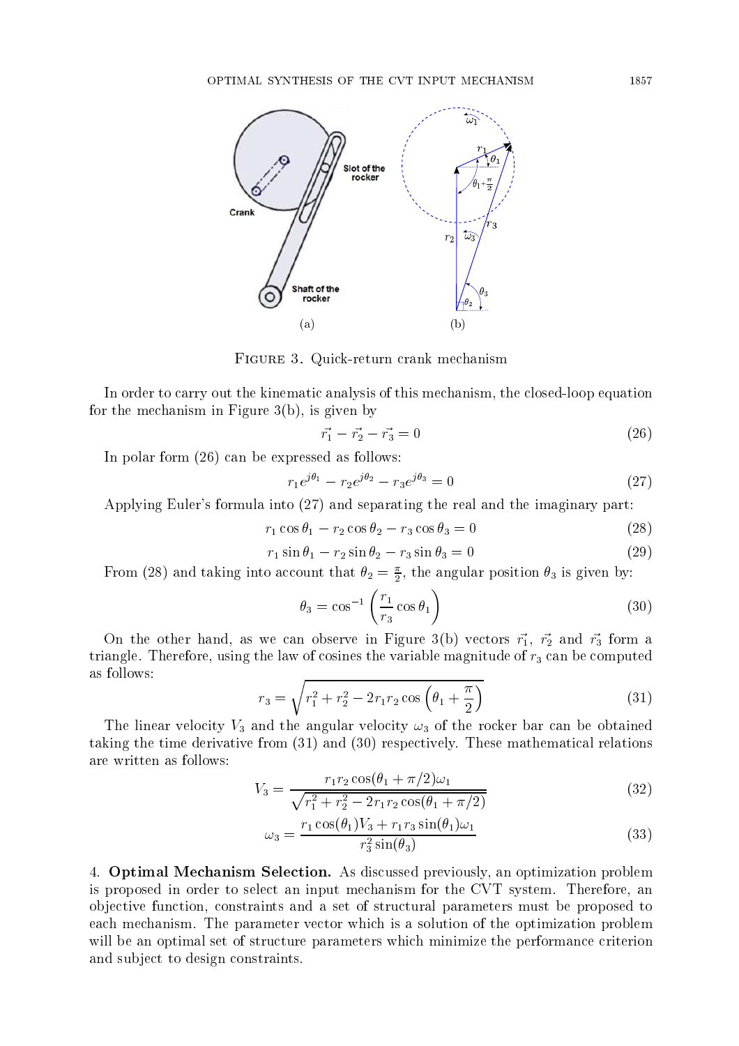FIGURE 3. Quick-return crank mechanism

In order to carry out the kinematic analysis of this mechanism, the closed-loop equation for the mechanism in Figure 3(b), is given by

$$\vec{r_1} - \vec{r_2} - \vec{r_3} = 0 \tag{26}$$

In polar form (26) can be expressed as follows:

$$r_1 e^{j\theta_1} - r_2 e^{j\theta_2} - r_3 e^{j\theta_3} = 0 \tag{27}$$

Applying Euler's formula into (27) and separating the real and the imaginary part:

$$r_1 \cos\theta_1 - r_2 \cos\theta_2 - r_3 \cos\theta_3 = 0 \tag{28}$$

$$r_1 \sin\theta_1 - r_2 \sin\theta_2 - r_3 \sin\theta_3 = 0 \tag{29}$$

From (28) and taking into account that $\theta_2 = \frac{\pi}{2}$, the angular position $\theta_3$ is given by:

$$\theta_3 = \cos^{-1}\left(\frac{r_1}{r_3}\cos\theta_1\right) \tag{30}$$

On the other hand, as we can observe in Figure 3(b) vectors $\vec{r_1}$, $\vec{r_2}$ and $\vec{r_3}$ form a triangle. Therefore, using the law of cosines the variable magnitude of $r_3$ can be computed as follows:

$$r_3 = \sqrt{r_1^2 + r_2^2 - 2r_1 r_2 \cos\left(\theta_1 + \frac{\pi}{2}\right)} \tag{31}$$

The linear velocity $V_3$ and the angular velocity $\omega_3$ of the rocker bar can be obtained taking the time derivative from (31) and (30) respectively. These mathematical relations are written as follows:

$$V_3 = \frac{r_1 r_2 \cos(\theta_1 + \pi/2)\omega_1}{\sqrt{r_1^2 + r_2^2 - 2r_1 r_2 \cos(\theta_1 + \pi/2)}} \tag{32}$$

$$\omega_3 = \frac{r_1 \cos(\theta_1) V_3 + r_1 r_3 \sin(\theta_1)\omega_1}{r_3^2 \sin(\theta_3)} \tag{33}$$

4. **Optimal Mechanism Selection.** As discussed previously, an optimization problem is proposed in order to select an input mechanism for the CVT system. Therefore, an objective function, constraints and a set of structural parameters must be proposed to each mechanism. The parameter vector which is a solution of the optimization problem will be an optimal set of structure parameters which minimize the performance criterion and subject to design constraints.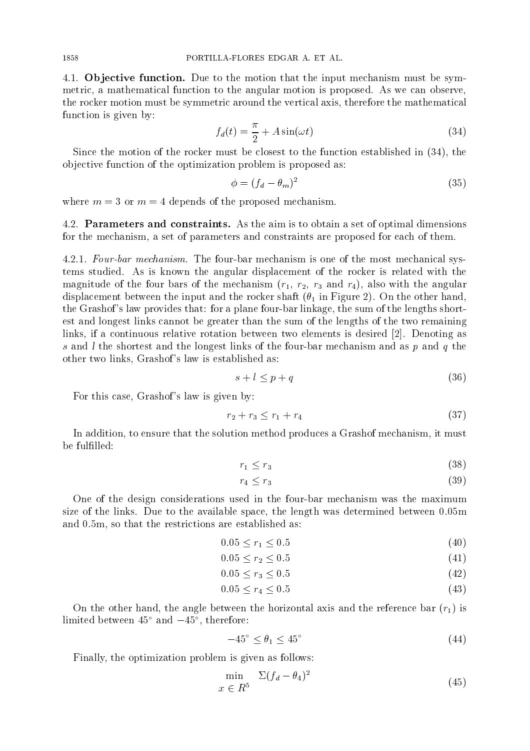### 4.1. **Objective function.**

Due to the motion that the input mechanism must be symmetric, a mathematical function to the angular motion is proposed. As we can observe, the rocker motion must be symmetric around the vertical axis, therefore the mathematical function is given by:

$$f_d(t) = \frac{\pi}{2} + A\sin(\omega t) \tag{34}$$

Since the motion of the rocker must be closest to the function established in (34), the objective function of the optimization problem is proposed as:

$$\phi = (f_d - \theta_m)^2 \tag{35}$$

where $m = 3$ or $m = 4$ depends of the proposed mechanism.

### 4.2. **Parameters and constraints.**

As the aim is to obtain a set of optimal dimensions for the mechanism, a set of parameters and constraints are proposed for each of them.

#### 4.2.1. *Four-bar mechanism.*

The four-bar mechanism is one of the most mechanical systems studied. As is known the angular displacement of the rocker is related with the magnitude of the four bars of the mechanism ($r_1$, $r_2$, $r_3$ and $r_4$), also with the angular displacement between the input and the rocker shaft ($\theta_1$ in Figure 2). On the other hand, the Grashof's law provides that: for a plane four-bar linkage, the sum of the lengths shortest and longest links cannot be greater than the sum of the lengths of the two remaining links, if a continuous relative rotation between two elements is desired [2]. Denoting as $s$ and $l$ the shortest and the longest links of the four-bar mechanism and as $p$ and $q$ the other two links, Grashof's law is established as:

$$s + l \leq p + q \tag{36}$$

For this case, Grashof's law is given by:

$$r_2 + r_3 \leq r_1 + r_4 \tag{37}$$

In addition, to ensure that the solution method produces a Grashof mechanism, it must be fulfilled:

$$r_1 \leq r_3 \tag{38}$$

$$r_4 \leq r_3 \tag{39}$$

One of the design considerations used in the four-bar mechanism was the maximum size of the links. Due to the available space, the length was determined between 0.05m and 0.5m, so that the restrictions are established as:

$$0.05 \leq r_1 \leq 0.5 \tag{40}$$

$$0.05 \leq r_2 \leq 0.5 \tag{41}$$

$$0.05 \leq r_3 \leq 0.5 \tag{42}$$

$$0.05 \leq r_4 \leq 0.5 \tag{43}$$

On the other hand, the angle between the horizontal axis and the reference bar ($r_1$) is limited between $45^\circ$ and $-45^\circ$, therefore:

$$-45^\circ \leq \theta_1 \leq 45^\circ \tag{44}$$

Finally, the optimization problem is given as follows:

$$\min_{x \in R^5} \quad \Sigma(f_d - \theta_4)^2 \tag{45}$$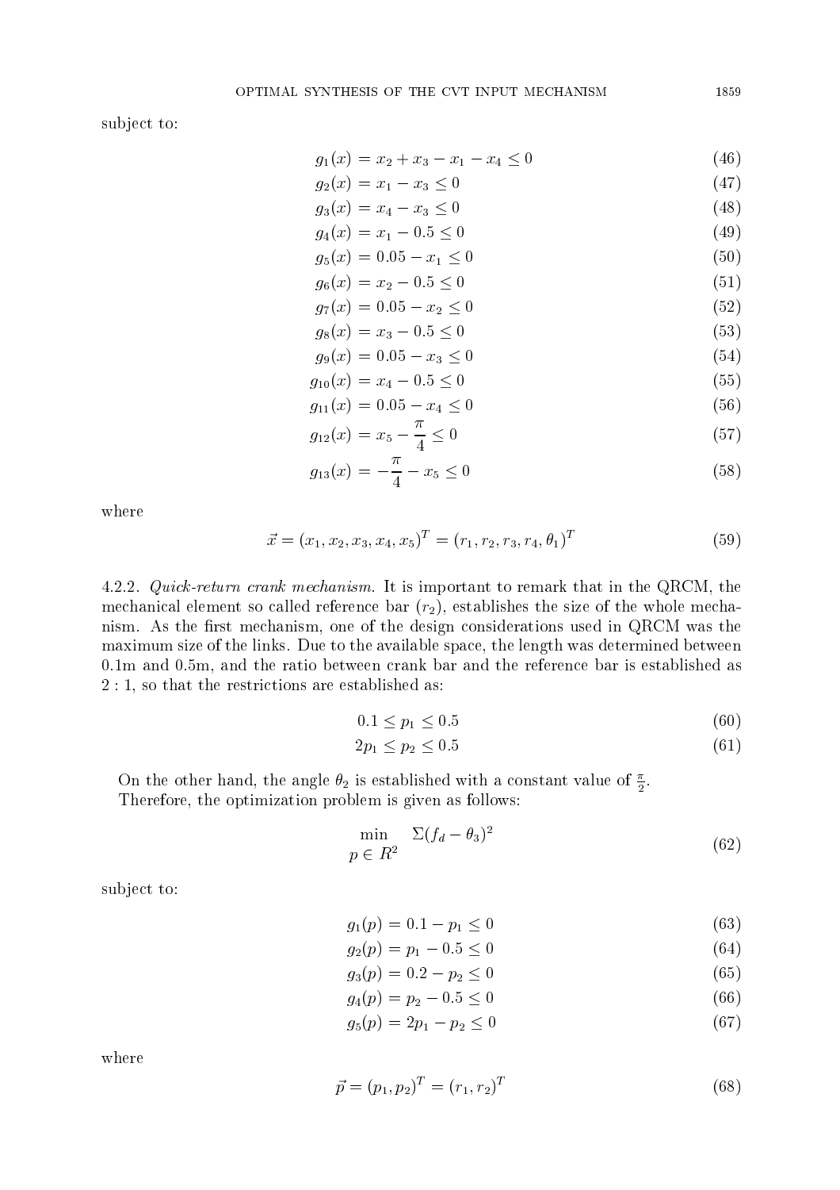subject to:

$$g_1(x) = x_2 + x_3 - x_1 - x_4 \leq 0 \tag{46}$$

$$g_2(x) = x_1 - x_3 \leq 0 \tag{47}$$

$$g_3(x) = x_4 - x_3 \leq 0 \tag{48}$$

$$g_4(x) = x_1 - 0.5 \leq 0 \tag{49}$$

$$g_5(x) = 0.05 - x_1 \leq 0 \tag{50}$$

$$g_6(x) = x_2 - 0.5 \leq 0 \tag{51}$$

$$g_7(x) = 0.05 - x_2 \leq 0 \tag{52}$$

$$g_8(x) = x_3 - 0.5 \leq 0 \tag{53}$$

$$g_9(x) = 0.05 - x_3 \leq 0 \tag{54}$$

$$g_{10}(x) = x_4 - 0.5 \leq 0 \tag{55}$$

$$g_{11}(x) = 0.05 - x_4 \leq 0 \tag{56}$$

$$g_{12}(x) = x_5 - \frac{\pi}{4} \leq 0 \tag{57}$$

$$g_{13}(x) = -\frac{\pi}{4} - x_5 \leq 0 \tag{58}$$

where

$$\vec{x} = (x_1, x_2, x_3, x_4, x_5)^T = (r_1, r_2, r_3, r_4, \theta_1)^T \tag{59}$$

4.2.2. *Quick-return crank mechanism.* It is important to remark that in the QRCM, the mechanical element so called reference bar ($r_2$), establishes the size of the whole mechanism. As the first mechanism, one of the design considerations used in QRCM was the maximum size of the links. Due to the available space, the length was determined between 0.1m and 0.5m, and the ratio between crank bar and the reference bar is established as 2 : 1, so that the restrictions are established as:

$$0.1 \leq p_1 \leq 0.5 \tag{60}$$

$$2p_1 \leq p_2 \leq 0.5 \tag{61}$$

On the other hand, the angle $\theta_2$ is established with a constant value of $\frac{\pi}{2}$.

Therefore, the optimization problem is given as follows:

$$\min_{p \in R^2} \quad \Sigma(f_d - \theta_3)^2 \tag{62}$$

subject to:

$$g_1(p) = 0.1 - p_1 \leq 0 \tag{63}$$

$$g_2(p) = p_1 - 0.5 \leq 0 \tag{64}$$

$$g_3(p) = 0.2 - p_2 \leq 0 \tag{65}$$

$$g_4(p) = p_2 - 0.5 \leq 0 \tag{66}$$

$$g_5(p) = 2p_1 - p_2 \leq 0 \tag{67}$$

where

$$\vec{p} = (p_1, p_2)^T = (r_1, r_2)^T \tag{68}$$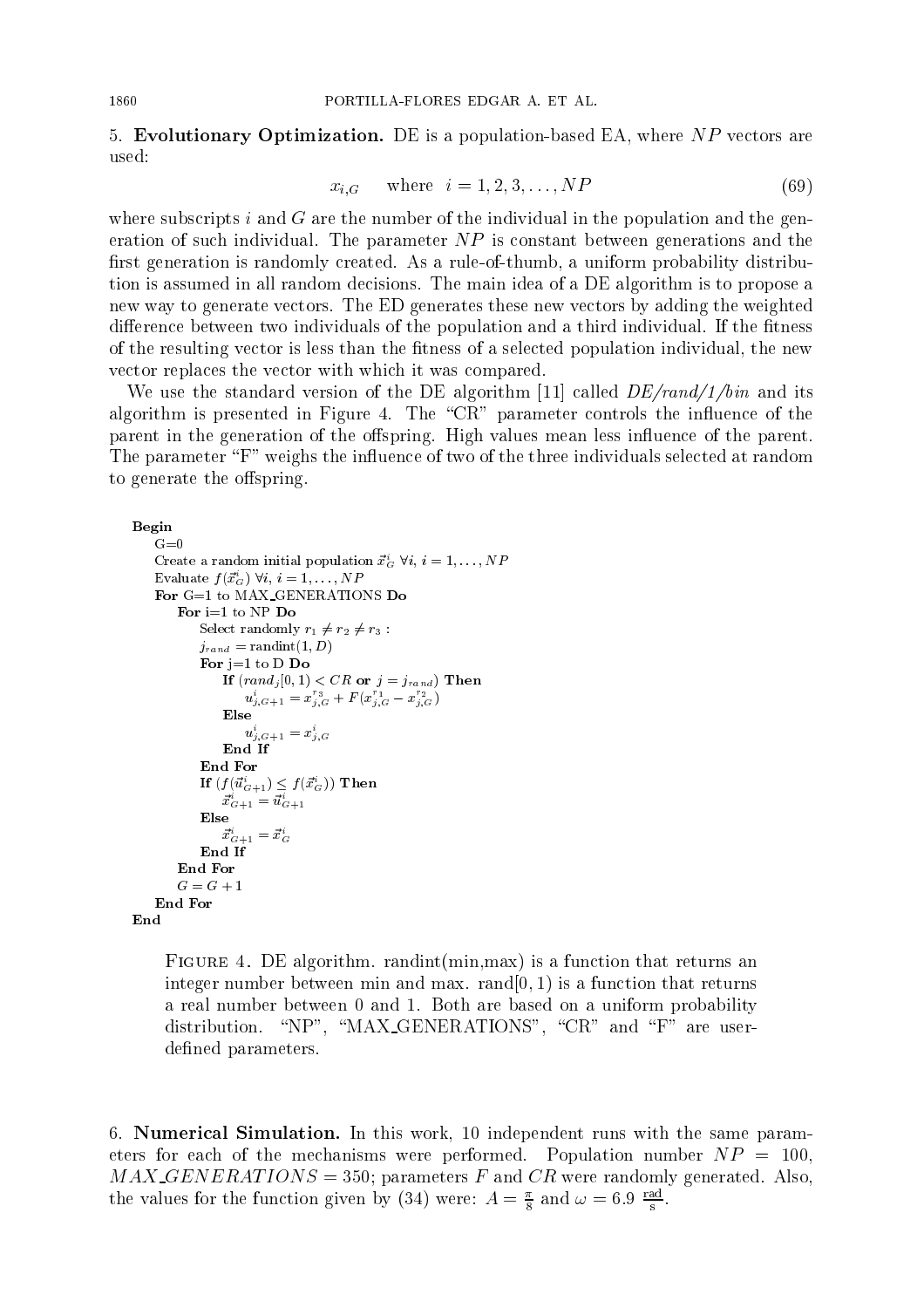**5. Evolutionary Optimization.** DE is a population-based EA, where $NP$ vectors are used:

$$x_{i,G} \quad \text{where} \quad i = 1, 2, 3, \ldots, NP \tag{69}$$

where subscripts $i$ and $G$ are the number of the individual in the population and the generation of such individual. The parameter $NP$ is constant between generations and the first generation is randomly created. As a rule-of-thumb, a uniform probability distribution is assumed in all random decisions. The main idea of a DE algorithm is to propose a new way to generate vectors. The ED generates these new vectors by adding the weighted difference between two individuals of the population and a third individual. If the fitness of the resulting vector is less than the fitness of a selected population individual, the new vector replaces the vector with which it was compared.

We use the standard version of the DE algorithm [11] called *DE/rand/1/bin* and its algorithm is presented in Figure 4. The "CR" parameter controls the influence of the parent in the generation of the offspring. High values mean less influence of the parent. The parameter "F" weighs the influence of two of the three individuals selected at random to generate the offspring.

```
Begin
    G=0
    Create a random initial population x_G^i ∀i, i = 1,...,NP
    Evaluate f(x_G^i) ∀i, i = 1,...,NP
    For G=1 to MAX_GENERATIONS Do
        For i=1 to NP Do
            Select randomly r1 ≠ r2 ≠ r3 :
            j_rand = randint(1, D)
            For j=1 to D Do
                If (rand_j[0, 1) < CR or j = j_rand) Then
                    u_{j,G+1}^i = x_{j,G}^{r3} + F(x_{j,G}^{r1} − x_{j,G}^{r2})
                Else
                    u_{j,G+1}^i = x_{j,G}^i
                End If
            End For
            If (f(u_{G+1}^i) ≤ f(x_G^i)) Then
                x_{G+1}^i = u_{G+1}^i
            Else
                x_{G+1}^i = x_G^i
            End If
        End For
        G = G + 1
    End For
End
```

FIGURE 4. DE algorithm. randint(min,max) is a function that returns an integer number between min and max. rand$[0, 1)$ is a function that returns a real number between 0 and 1. Both are based on a uniform probability distribution. "NP", "MAX_GENERATIONS", "CR" and "F" are user-defined parameters.

**6. Numerical Simulation.** In this work, 10 independent runs with the same parameters for each of the mechanisms were performed. Population number $NP = 100$, $MAX\_GENERATIONS = 350$; parameters $F$ and $CR$ were randomly generated. Also, the values for the function given by (34) were: $A = \frac{\pi}{8}$ and $\omega = 6.9\ \frac{\text{rad}}{\text{s}}$.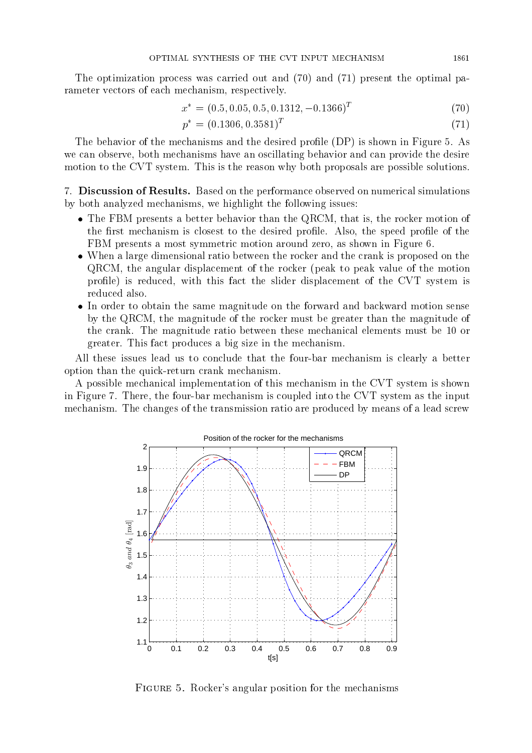The optimization process was carried out and (70) and (71) present the optimal parameter vectors of each mechanism, respectively.

$$x^* = (0.5, 0.05, 0.5, 0.1312, -0.1366)^T \tag{70}$$

$$p^* = (0.1306, 0.3581)^T \tag{71}$$

The behavior of the mechanisms and the desired profile (DP) is shown in Figure 5. As we can observe, both mechanisms have an oscillating behavior and can provide the desire motion to the CVT system. This is the reason why both proposals are possible solutions.

## 7. Discussion of Results.

Based on the performance observed on numerical simulations by both analyzed mechanisms, we highlight the following issues:

- The FBM presents a better behavior than the QRCM, that is, the rocker motion of the first mechanism is closest to the desired profile. Also, the speed profile of the FBM presents a most symmetric motion around zero, as shown in Figure 6.
- When a large dimensional ratio between the rocker and the crank is proposed on the QRCM, the angular displacement of the rocker (peak to peak value of the motion profile) is reduced, with this fact the slider displacement of the CVT system is reduced also.
- In order to obtain the same magnitude on the forward and backward motion sense by the QRCM, the magnitude of the rocker must be greater than the magnitude of the crank. The magnitude ratio between these mechanical elements must be 10 or greater. This fact produces a big size in the mechanism.

All these issues lead us to conclude that the four-bar mechanism is clearly a better option than the quick-return crank mechanism.

A possible mechanical implementation of this mechanism in the CVT system is shown in Figure 7. There, the four-bar mechanism is coupled into the CVT system as the input mechanism. The changes of the transmission ratio are produced by means of a lead screw

Figure 5. Rocker's angular position for the mechanisms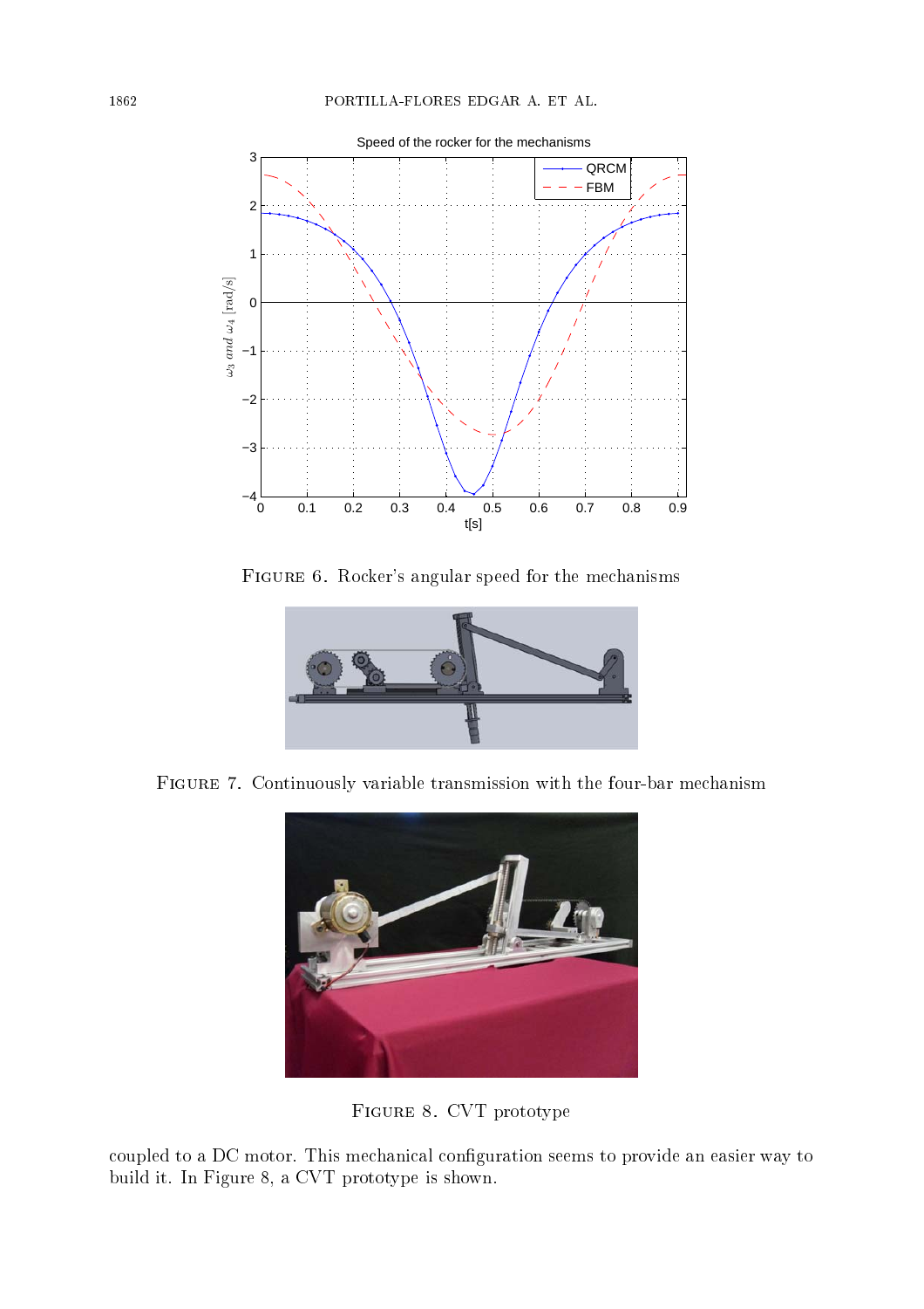FIGURE 6. Rocker's angular speed for the mechanisms

FIGURE 7. Continuously variable transmission with the four-bar mechanism

FIGURE 8. CVT prototype

coupled to a DC motor. This mechanical configuration seems to provide an easier way to build it. In Figure 8, a CVT prototype is shown.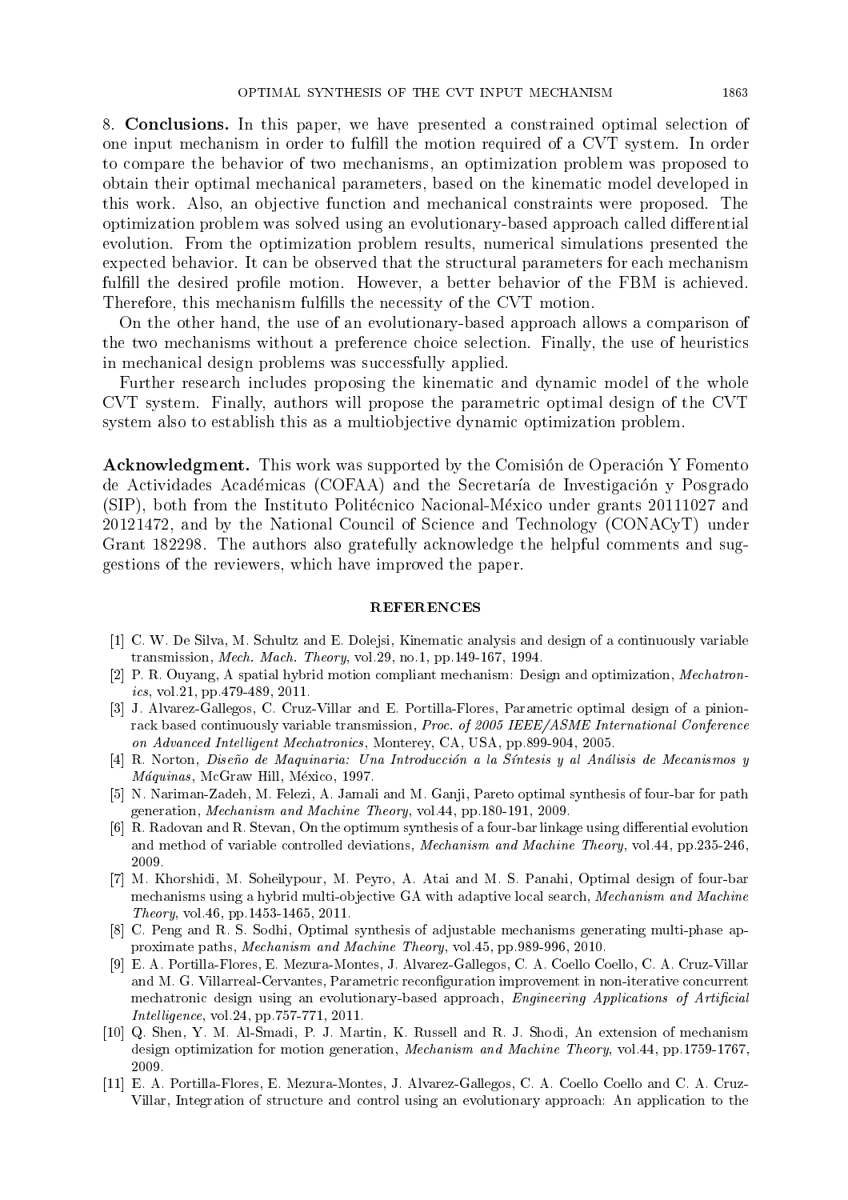**8. Conclusions.** In this paper, we have presented a constrained optimal selection of one input mechanism in order to fulfill the motion required of a CVT system. In order to compare the behavior of two mechanisms, an optimization problem was proposed to obtain their optimal mechanical parameters, based on the kinematic model developed in this work. Also, an objective function and mechanical constraints were proposed. The optimization problem was solved using an evolutionary-based approach called differential evolution. From the optimization problem results, numerical simulations presented the expected behavior. It can be observed that the structural parameters for each mechanism fulfill the desired profile motion. However, a better behavior of the FBM is achieved. Therefore, this mechanism fulfills the necessity of the CVT motion.

On the other hand, the use of an evolutionary-based approach allows a comparison of the two mechanisms without a preference choice selection. Finally, the use of heuristics in mechanical design problems was successfully applied.

Further research includes proposing the kinematic and dynamic model of the whole CVT system. Finally, authors will propose the parametric optimal design of the CVT system also to establish this as a multiobjective dynamic optimization problem.

**Acknowledgment.** This work was supported by the Comisión de Operación Y Fomento de Actividades Académicas (COFAA) and the Secretaría de Investigación y Posgrado (SIP), both from the Instituto Politécnico Nacional-México under grants 20111027 and 20121472, and by the National Council of Science and Technology (CONACyT) under Grant 182298. The authors also gratefully acknowledge the helpful comments and suggestions of the reviewers, which have improved the paper.

## REFERENCES

[1] C. W. De Silva, M. Schultz and E. Dolejsi, Kinematic analysis and design of a continuously variable transmission, *Mech. Mach. Theory*, vol.29, no.1, pp.149-167, 1994.

[2] P. R. Ouyang, A spatial hybrid motion compliant mechanism: Design and optimization, *Mechatronics*, vol.21, pp.479-489, 2011.

[3] J. Alvarez-Gallegos, C. Cruz-Villar and E. Portilla-Flores, Parametric optimal design of a pinion-rack based continuously variable transmission, *Proc. of 2005 IEEE/ASME International Conference on Advanced Intelligent Mechatronics*, Monterey, CA, USA, pp.899-904, 2005.

[4] R. Norton, *Diseño de Maquinaria: Una Introducción a la Síntesis y al Análisis de Mecanismos y Máquinas*, McGraw Hill, México, 1997.

[5] N. Nariman-Zadeh, M. Felezi, A. Jamali and M. Ganji, Pareto optimal synthesis of four-bar for path generation, *Mechanism and Machine Theory*, vol.44, pp.180-191, 2009.

[6] R. Radovan and R. Stevan, On the optimum synthesis of a four-bar linkage using differential evolution and method of variable controlled deviations, *Mechanism and Machine Theory*, vol.44, pp.235-246, 2009.

[7] M. Khorshidi, M. Soheilypour, M. Peyro, A. Atai and M. S. Panahi, Optimal design of four-bar mechanisms using a hybrid multi-objective GA with adaptive local search, *Mechanism and Machine Theory*, vol.46, pp.1453-1465, 2011.

[8] C. Peng and R. S. Sodhi, Optimal synthesis of adjustable mechanisms generating multi-phase approximate paths, *Mechanism and Machine Theory*, vol.45, pp.989-996, 2010.

[9] E. A. Portilla-Flores, E. Mezura-Montes, J. Alvarez-Gallegos, C. A. Coello Coello, C. A. Cruz-Villar and M. G. Villarreal-Cervantes, Parametric reconfiguration improvement in non-iterative concurrent mechatronic design using an evolutionary-based approach, *Engineering Applications of Artificial Intelligence*, vol.24, pp.757-771, 2011.

[10] Q. Shen, Y. M. Al-Smadi, P. J. Martin, K. Russell and R. J. Shodi, An extension of mechanism design optimization for motion generation, *Mechanism and Machine Theory*, vol.44, pp.1759-1767, 2009.

[11] E. A. Portilla-Flores, E. Mezura-Montes, J. Alvarez-Gallegos, C. A. Coello Coello and C. A. Cruz-Villar, Integration of structure and control using an evolutionary approach: An application to the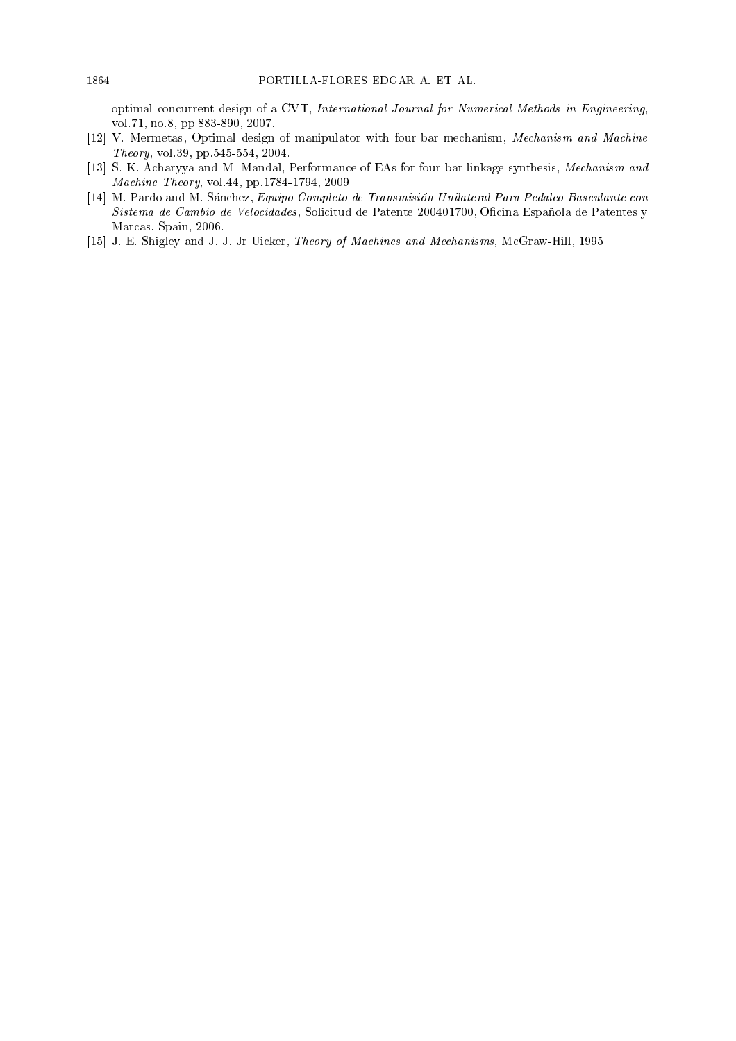optimal concurrent design of a CVT, *International Journal for Numerical Methods in Engineering*, vol.71, no.8, pp.883-890, 2007.

[12] V. Mermetas, Optimal design of manipulator with four-bar mechanism, *Mechanism and Machine Theory*, vol.39, pp.545-554, 2004.

[13] S. K. Acharyya and M. Mandal, Performance of EAs for four-bar linkage synthesis, *Mechanism and Machine Theory*, vol.44, pp.1784-1794, 2009.

[14] M. Pardo and M. Sánchez, *Equipo Completo de Transmisión Unilateral Para Pedaleo Basculante con Sistema de Cambio de Velocidades*, Solicitud de Patente 200401700, Oficina Española de Patentes y Marcas, Spain, 2006.

[15] J. E. Shigley and J. J. Jr Uicker, *Theory of Machines and Mechanisms*, McGraw-Hill, 1995.